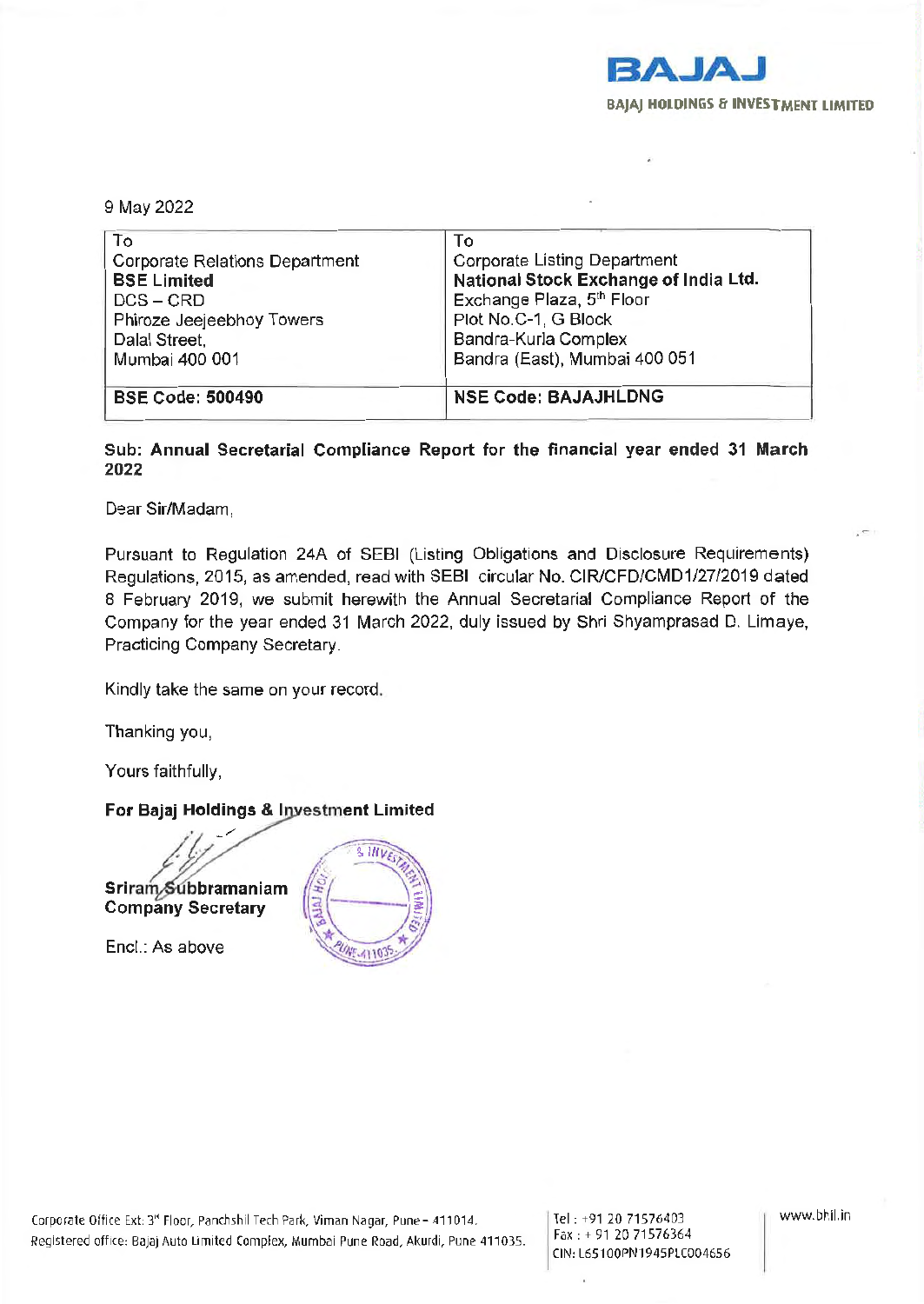**BAJAJ**

BAJAJ HOLDINGS & INVESTMENT LIMITED

9 May 2022

| To<br>Corporate Relations Department<br>**BSE Limited**<br>DCS – CRD<br>Phiroze Jeejeebhoy Towers<br>Dalal Street,<br>Mumbai 400 001 | To<br>Corporate Listing Department<br>**National Stock Exchange of India Ltd.**<br>Exchange Plaza, 5th Floor<br>Plot No.C-1, G Block<br>Bandra-Kurla Complex<br>Bandra (East), Mumbai 400 051 |
|---|---|
| **BSE Code: 500490** | **NSE Code: BAJAJHLDNG** |

**Sub: Annual Secretarial Compliance Report for the financial year ended 31 March 2022**

Dear Sir/Madam,

Pursuant to Regulation 24A of SEBI (Listing Obligations and Disclosure Requirements) Regulations, 2015, as amended, read with SEBI circular No. CIR/CFD/CMD1/27/2019 dated 8 February 2019, we submit herewith the Annual Secretarial Compliance Report of the Company for the year ended 31 March 2022, duly issued by Shri Shyamprasad D. Limaye, Practicing Company Secretary.

Kindly take the same on your record.

Thanking you,

Yours faithfully,

**For Bajaj Holdings & Investment Limited**

**Sriram Subbramaniam**
**Company Secretary**

Encl.: As above

Corporate Office Ext: 3rd Floor, Panchshil Tech Park, Viman Nagar, Pune – 411014.
Registered office: Bajaj Auto Limited Complex, Mumbai Pune Road, Akurdi, Pune 411035.

Tel : +91 20 71576403
Fax : + 91 20 71576364
CIN: L65100PN1945PLC004656

www.bhil.in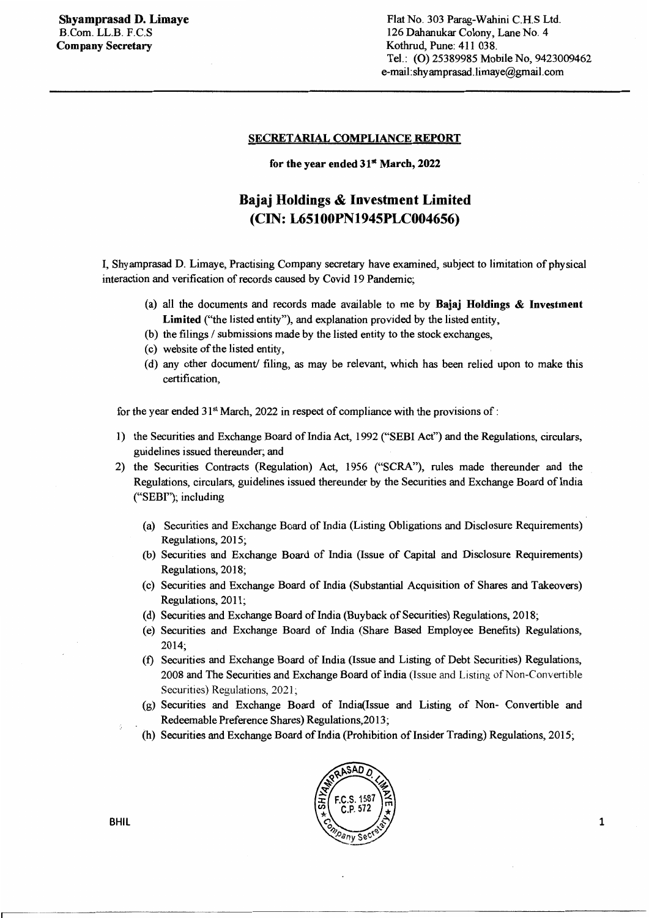**Shyamprasad D. Limaye**
B.Com. LL.B. F.C.S
**Company Secretary**

Flat No. 303 Parag-Wahini C.H.S Ltd.
126 Dahanukar Colony, Lane No. 4
Kothrud, Pune: 411 038.
Tel.: (O) 25389985 Mobile No, 9423009462
e-mail:shyamprasad.limaye@gmail.com

---

**SECRETARIAL COMPLIANCE REPORT**

**for the year ended 31st March, 2022**

## Bajaj Holdings & Investment Limited
## (CIN: L65100PN1945PLC004656)

I, Shyamprasad D. Limaye, Practising Company secretary have examined, subject to limitation of physical interaction and verification of records caused by Covid 19 Pandemic;

(a) all the documents and records made available to me by **Bajaj Holdings & Investment Limited** ("the listed entity"), and explanation provided by the listed entity,
(b) the filings / submissions made by the listed entity to the stock exchanges,
(c) website of the listed entity,
(d) any other document/ filing, as may be relevant, which has been relied upon to make this certification,

for the year ended 31st March, 2022 in respect of compliance with the provisions of :

1) the Securities and Exchange Board of India Act, 1992 ("SEBI Act") and the Regulations, circulars, guidelines issued thereunder; and
2) the Securities Contracts (Regulation) Act, 1956 ("SCRA"), rules made thereunder and the Regulations, circulars, guidelines issued thereunder by the Securities and Exchange Board of India ("SEBI"); including

   (a) Securities and Exchange Board of India (Listing Obligations and Disclosure Requirements) Regulations, 2015;
   (b) Securities and Exchange Board of India (Issue of Capital and Disclosure Requirements) Regulations, 2018;
   (c) Securities and Exchange Board of India (Substantial Acquisition of Shares and Takeovers) Regulations, 2011;
   (d) Securities and Exchange Board of India (Buyback of Securities) Regulations, 2018;
   (e) Securities and Exchange Board of India (Share Based Employee Benefits) Regulations, 2014;
   (f) Securities and Exchange Board of India (Issue and Listing of Debt Securities) Regulations, 2008 and The Securities and Exchange Board of India (Issue and Listing of Non-Convertible Securities) Regulations, 2021;
   (g) Securities and Exchange Board of India(Issue and Listing of Non- Convertible and Redeemable Preference Shares) Regulations,2013;
   (h) Securities and Exchange Board of India (Prohibition of Insider Trading) Regulations, 2015;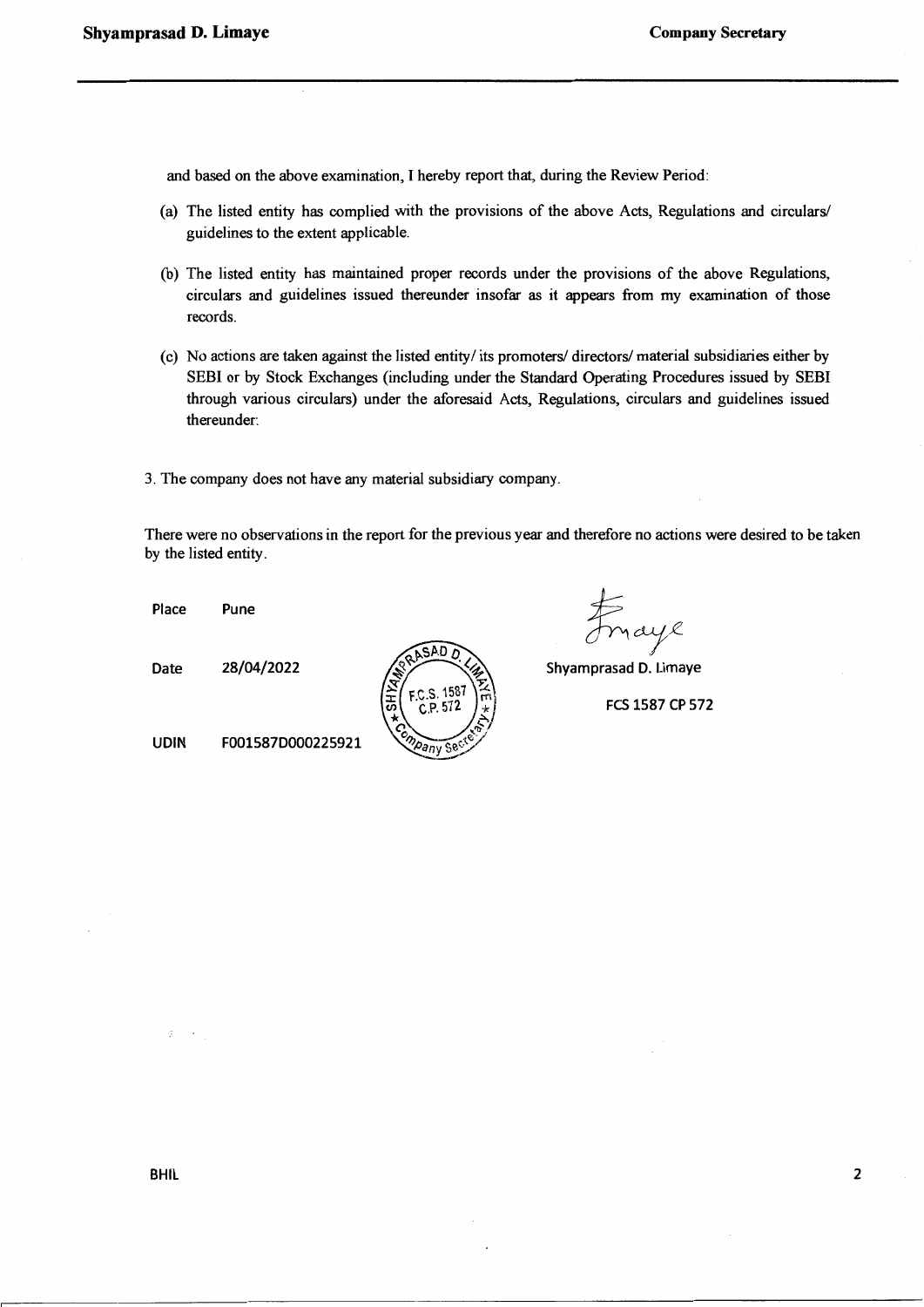and based on the above examination, I hereby report that, during the Review Period:

(a) The listed entity has complied with the provisions of the above Acts, Regulations and circulars/ guidelines to the extent applicable.

(b) The listed entity has maintained proper records under the provisions of the above Regulations, circulars and guidelines issued thereunder insofar as it appears from my examination of those records.

(c) No actions are taken against the listed entity/ its promoters/ directors/ material subsidiaries either by SEBI or by Stock Exchanges (including under the Standard Operating Procedures issued by SEBI through various circulars) under the aforesaid Acts, Regulations, circulars and guidelines issued thereunder.

3. The company does not have any material subsidiary company.

There were no observations in the report for the previous year and therefore no actions were desired to be taken by the listed entity.

Place Pune

Date 28/04/2022

UDIN F001587D000225921

Shyamprasad D. Limaye

FCS 1587 CP 572